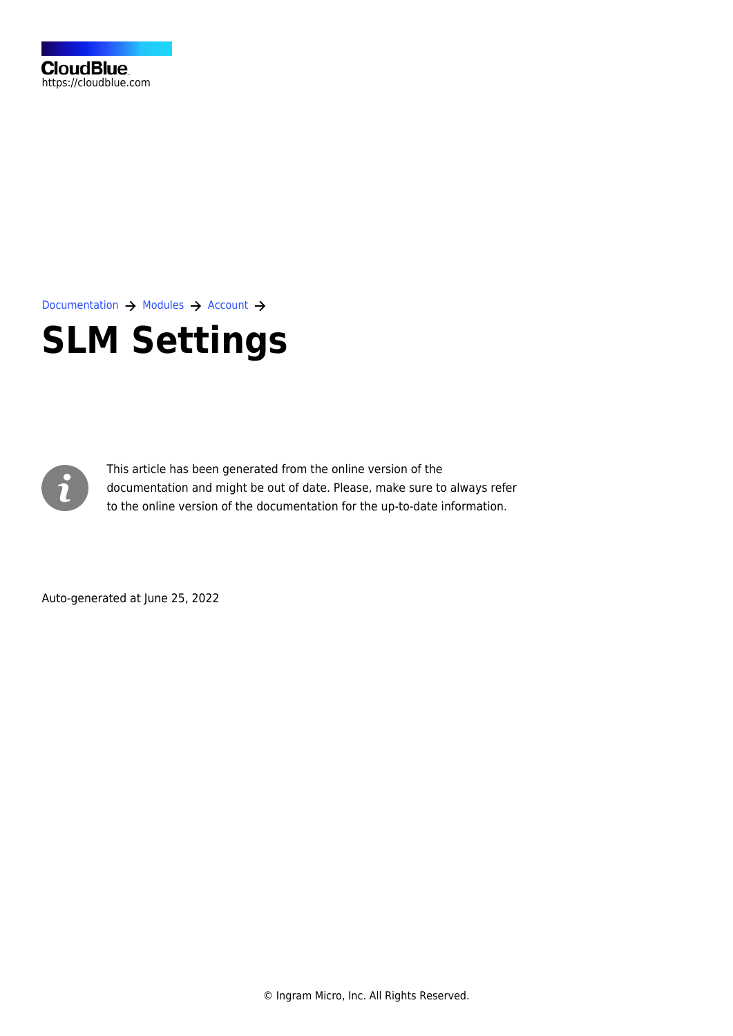CloudBlue
https://cloudblue.com

Documentation → Modules → Account →

# SLM Settings

This article has been generated from the online version of the documentation and might be out of date. Please, make sure to always refer to the online version of the documentation for the up-to-date information.

Auto-generated at June 25, 2022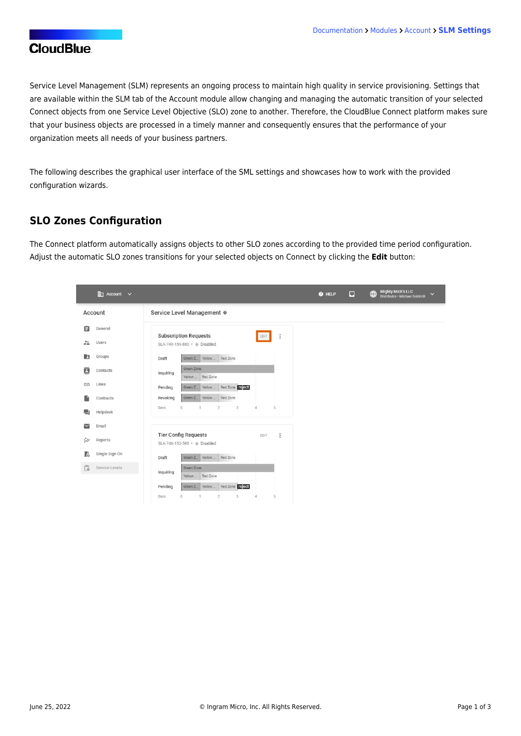Service Level Management (SLM) represents an ongoing process to maintain high quality in service provisioning. Settings that are available within the SLM tab of the Account module allow changing and managing the automatic transition of your selected Connect objects from one Service Level Objective (SLO) zone to another. Therefore, the CloudBlue Connect platform makes sure that your business objects are processed in a timely manner and consequently ensures that the performance of your organization meets all needs of your business partners.

The following describes the graphical user interface of the SML settings and showcases how to work with the provided configuration wizards.

## SLO Zones Configuration

The Connect platform automatically assigns objects to other SLO zones according to the provided time period configuration. Adjust the automatic SLO zones transitions for your selected objects on Connect by clicking the **Edit** button: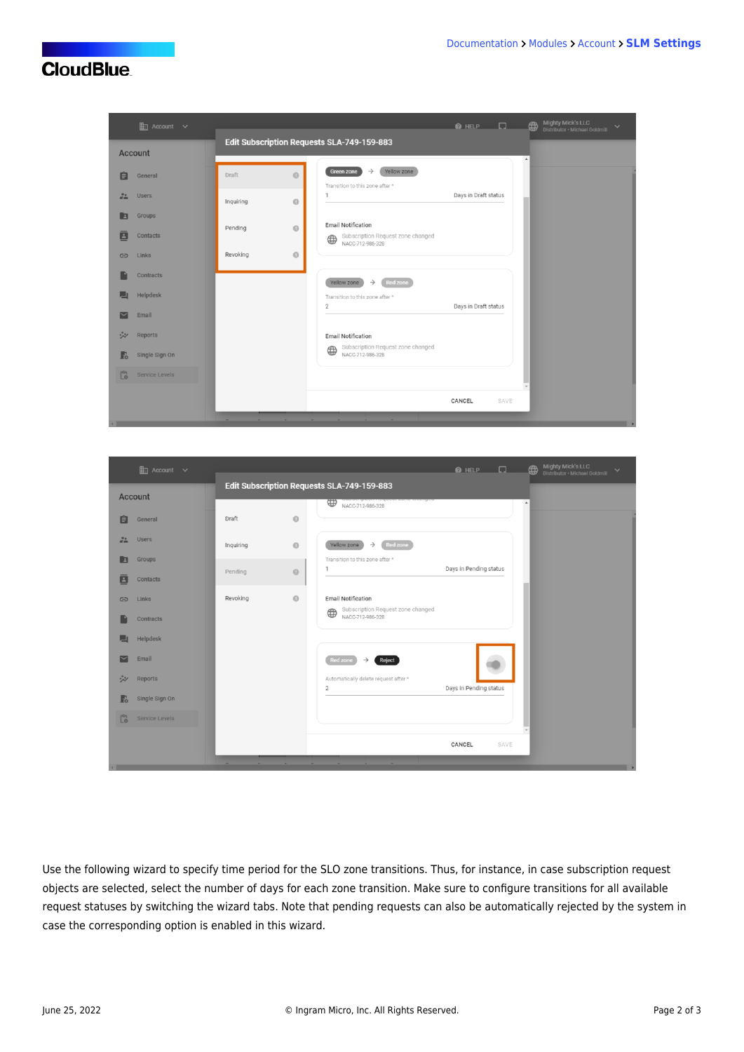Use the following wizard to specify time period for the SLO zone transitions. Thus, for instance, in case subscription request objects are selected, select the number of days for each zone transition. Make sure to configure transitions for all available request statuses by switching the wizard tabs. Note that pending requests can also be automatically rejected by the system in case the corresponding option is enabled in this wizard.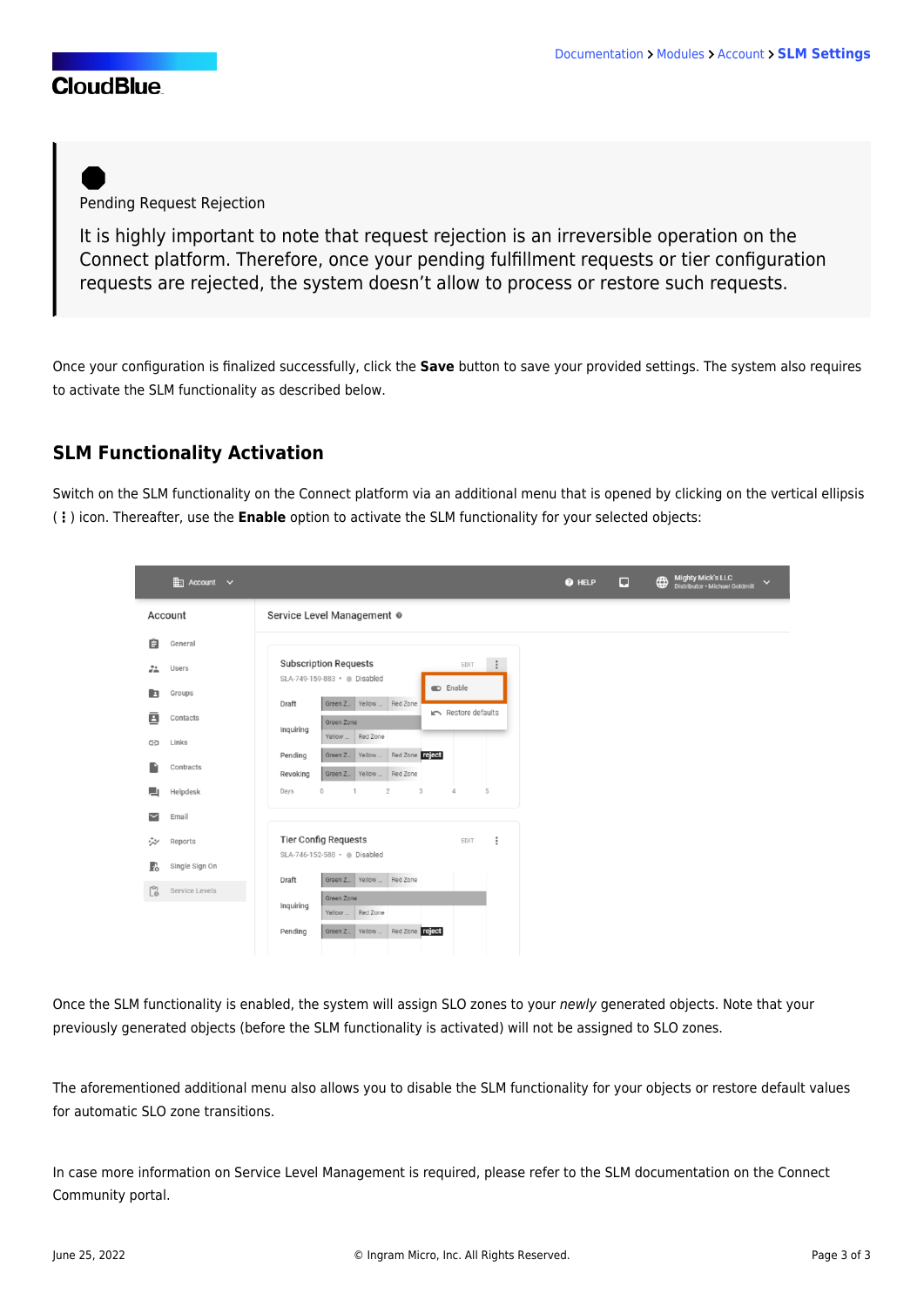Pending Request Rejection

It is highly important to note that request rejection is an irreversible operation on the Connect platform. Therefore, once your pending fulfillment requests or tier configuration requests are rejected, the system doesn't allow to process or restore such requests.

Once your configuration is finalized successfully, click the **Save** button to save your provided settings. The system also requires to activate the SLM functionality as described below.

## SLM Functionality Activation

Switch on the SLM functionality on the Connect platform via an additional menu that is opened by clicking on the vertical ellipsis ( ⋮ ) icon. Thereafter, use the **Enable** option to activate the SLM functionality for your selected objects:

Once the SLM functionality is enabled, the system will assign SLO zones to your *newly* generated objects. Note that your previously generated objects (before the SLM functionality is activated) will not be assigned to SLO zones.

The aforementioned additional menu also allows you to disable the SLM functionality for your objects or restore default values for automatic SLO zone transitions.

In case more information on Service Level Management is required, please refer to the SLM documentation on the Connect Community portal.